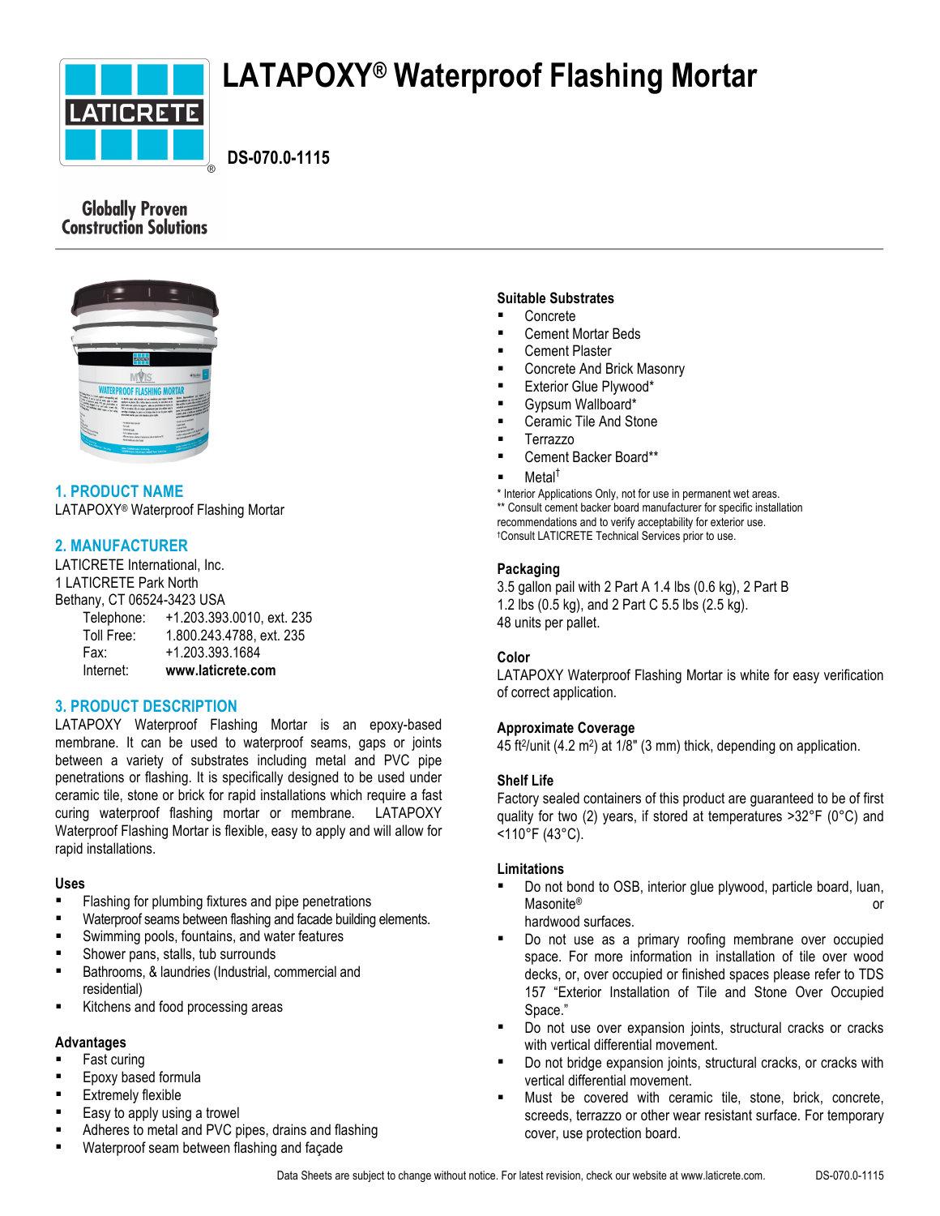# LATAPOXY® Waterproof Flashing Mortar

**DS-070.0-1115**

Globally Proven Construction Solutions

## 1. PRODUCT NAME

LATAPOXY® Waterproof Flashing Mortar

## 2. MANUFACTURER

LATICRETE International, Inc.
1 LATICRETE Park North
Bethany, CT 06524-3423 USA

| | |
|---|---|
| Telephone: | +1.203.393.0010, ext. 235 |
| Toll Free: | 1.800.243.4788, ext. 235 |
| Fax: | +1.203.393.1684 |
| Internet: | **www.laticrete.com** |

## 3. PRODUCT DESCRIPTION

LATAPOXY Waterproof Flashing Mortar is an epoxy-based membrane. It can be used to waterproof seams, gaps or joints between a variety of substrates including metal and PVC pipe penetrations or flashing. It is specifically designed to be used under ceramic tile, stone or brick for rapid installations which require a fast curing waterproof flashing mortar or membrane. LATAPOXY Waterproof Flashing Mortar is flexible, easy to apply and will allow for rapid installations.

### Uses

- Flashing for plumbing fixtures and pipe penetrations
- Waterproof seams between flashing and facade building elements.
- Swimming pools, fountains, and water feaures
- Shower pans, stalls, tub surrounds
- Bathrooms, & laundries (Industrial, commercial and residential)
- Kitchens and food processing areas

### Advantages

- Fast curing
- Epoxy based formula
- Extremely flexible
- Easy to apply using a trowel
- Adheres to metal and PVC pipes, drains and flashing
- Waterproof seam between flashing and façade

### Suitable Substrates

- Concrete
- Cement Mortar Beds
- Cement Plaster
- Concrete And Brick Masonry
- Exterior Glue Plywood*
- Gypsum Wallboard*
- Ceramic Tile And Stone
- Terrazzo
- Cement Backer Board**
- Metal†

\* Interior Applications Only, not for use in permanent wet areas.
** Consult cement backer board manufacturer for specific installation recommendations and to verify acceptability for exterior use.
†Consult LATICRETE Technical Services prior to use.

### Packaging

3.5 gallon pail with 2 Part A 1.4 lbs (0.6 kg), 2 Part B 1.2 lbs (0.5 kg), and 2 Part C 5.5 lbs (2.5 kg).
48 units per pallet.

### Color

LATAPOXY Waterproof Flashing Mortar is white for easy verification of correct application.

### Approximate Coverage

45 ft²/unit (4.2 m²) at 1/8" (3 mm) thick, depending on application.

### Shelf Life

Factory sealed containers of this product are guaranteed to be of first quality for two (2) years, if stored at temperatures >32°F (0°C) and <110°F (43°C).

### Limitations

- Do not bond to OSB, interior glue plywood, particle board, luan, Masonite® or hardwood surfaces.
- Do not use as a primary roofing membrane over occupied space. For more information in installation of tile over wood decks, or, over occupied or finished spaces please refer to TDS 157 "Exterior Installation of Tile and Stone Over Occupied Space."
- Do not use over expansion joints, structural cracks or cracks with vertical differential movement.
- Do not bridge expansion joints, structural cracks, or cracks with vertical differential movement.
- Must be covered with ceramic tile, stone, brick, concrete, screeds, terrazzo or other wear resistant surface. For temporary cover, use protection board.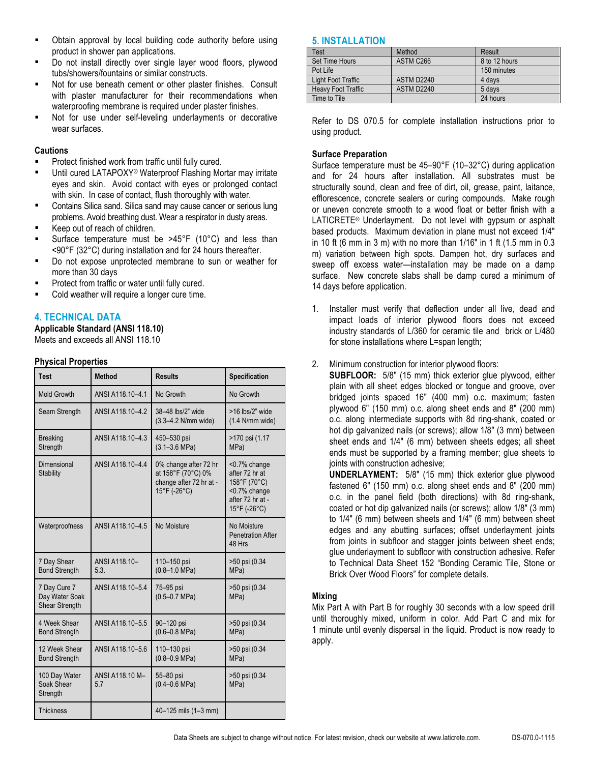- Obtain approval by local building code authority before using product in shower pan applications.
- Do not install directly over single layer wood floors, plywood tubs/showers/fountains or similar constructs.
- Not for use beneath cement or other plaster finishes. Consult with plaster manufacturer for their recommendations when waterproofing membrane is required under plaster finishes.
- Not for use under self-leveling underlayments or decorative wear surfaces.

### Cautions

- Protect finished work from traffic until fully cured.
- Until cured LATAPOXY® Waterproof Flashing Mortar may irritate eyes and skin. Avoid contact with eyes or prolonged contact with skin. In case of contact, flush thoroughly with water.
- Contains Silica sand. Silica sand may cause cancer or serious lung problems. Avoid breathing dust. Wear a respirator in dusty areas.
- Keep out of reach of children.
- Surface temperature must be >45°F (10°C) and less than <90°F (32°C) during installation and for 24 hours thereafter.
- Do not expose unprotected membrane to sun or weather for more than 30 days
- Protect from traffic or water until fully cured.
- Cold weather will require a longer cure time.

## 4. TECHNICAL DATA

**Applicable Standard (ANSI 118.10)**

Meets and exceeds all ANSI 118.10

### Physical Properties

| Test | Method | Results | Specification |
|---|---|---|---|
| Mold Growth | ANSI A118.10–4.1 | No Growth | No Growth |
| Seam Strength | ANSI A118.10–4.2 | 38–48 lbs/2" wide (3.3–4.2 N/mm wide) | >16 lbs/2" wide (1.4 N/mm wide) |
| Breaking Strength | ANSI A118.10–4.3 | 450–530 psi (3.1–3.6 MPa) | >170 psi (1.17 MPa) |
| Dimensional Stability | ANSI A118.10–4.4 | 0% change after 72 hr at 158°F (70°C) 0% change after 72 hr at -15°F (-26°C) | <0.7% change after 72 hr at 158°F (70°C) <0.7% change after 72 hr at -15°F (-26°C) |
| Waterproofness | ANSI A118.10–4.5 | No Moisture | No Moisture Penetration After 48 Hrs |
| 7 Day Shear Bond Strength | ANSI A118.10–5.3. | 110–150 psi (0.8–1.0 MPa) | >50 psi (0.34 MPa) |
| 7 Day Cure 7 Day Water Soak Shear Strength | ANSI A118.10–5.4 | 75–95 psi (0.5–0.7 MPa) | >50 psi (0.34 MPa) |
| 4 Week Shear Bond Strength | ANSI A118.10–5.5 | 90–120 psi (0.6–0.8 MPa) | >50 psi (0.34 MPa) |
| 12 Week Shear Bond Strength | ANSI A118.10–5.6 | 110–130 psi (0.8–0.9 MPa) | >50 psi (0.34 MPa) |
| 100 Day Water Soak Shear Strength | ANSI A118.10 M–5.7 | 55–80 psi (0.4–0.6 MPa) | >50 psi (0.34 MPa) |
| Thickness | | 40–125 mils (1–3 mm) | |

## 5. INSTALLATION

| Test | Method | Result |
|---|---|---|
| Set Time Hours | ASTM C266 | 8 to 12 hours |
| Pot Life | | 150 minutes |
| Light Foot Traffic | ASTM D2240 | 4 days |
| Heavy Foot Traffic | ASTM D2240 | 5 days |
| Time to Tile | | 24 hours |

Refer to DS 070.5 for complete installation instructions prior to using product.

### Surface Preparation

Surface temperature must be 45–90°F (10–32°C) during application and for 24 hours after installation. All substrates must be structurally sound, clean and free of dirt, oil, grease, paint, laitance, efflorescence, concrete sealers or curing compounds. Make rough or uneven concrete smooth to a wood float or better finish with a LATICRETE® Underlayment. Do not level with gypsum or asphalt based products. Maximum deviation in plane must not exceed 1/4" in 10 ft (6 mm in 3 m) with no more than 1/16" in 1 ft (1.5 mm in 0.3 m) variation between high spots. Dampen hot, dry surfaces and sweep off excess water—installation may be made on a damp surface. New concrete slabs shall be damp cured a minimum of 14 days before application.

1. Installer must verify that deflection under all live, dead and impact loads of interior plywood floors does not exceed industry standards of L/360 for ceramic tile and brick or L/480 for stone installations where L=span length;

2. Minimum construction for interior plywood floors:
   **SUBFLOOR:** 5/8" (15 mm) thick exterior glue plywood, either plain with all sheet edges blocked or tongue and groove, over bridged joints spaced 16" (400 mm) o.c. maximum; fasten plywood 6" (150 mm) o.c. along sheet ends and 8" (200 mm) o.c. along intermediate supports with 8d ring-shank, coated or hot dip galvanized nails (or screws); allow 1/8" (3 mm) between sheet ends and 1/4" (6 mm) between sheets edges; all sheet ends must be supported by a framing member; glue sheets to joints with construction adhesive;
   **UNDERLAYMENT:** 5/8" (15 mm) thick exterior glue plywood fastened 6" (150 mm) o.c. along sheet ends and 8" (200 mm) o.c. in the panel field (both directions) with 8d ring-shank, coated or hot dip galvanized nails (or screws); allow 1/8" (3 mm) to 1/4" (6 mm) between sheets and 1/4" (6 mm) between sheet edges and any abutting surfaces; offset underlayment joints from joints in subfloor and stagger joints between sheet ends; glue underlayment to subfloor with construction adhesive. Refer to Technical Data Sheet 152 "Bonding Ceramic Tile, Stone or Brick Over Wood Floors" for complete details.

### Mixing

Mix Part A with Part B for roughly 30 seconds with a low speed drill until thoroughly mixed, uniform in color. Add Part C and mix for 1 minute until evenly dispersal in the liquid. Product is now ready to apply.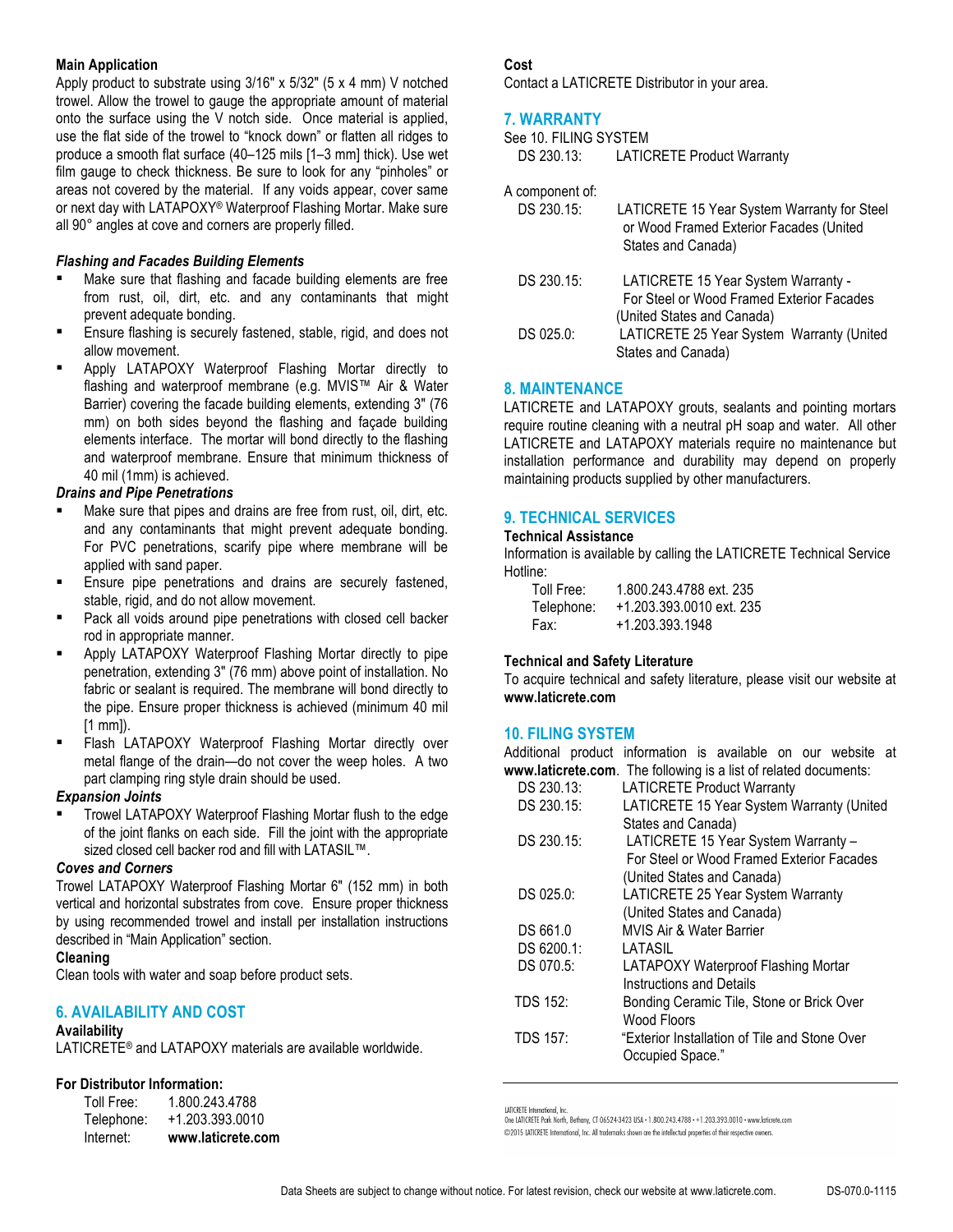**Main Application**

Apply product to substrate using 3/16" x 5/32" (5 x 4 mm) V notched trowel. Allow the trowel to gauge the appropriate amount of material onto the surface using the V notch side. Once material is applied, use the flat side of the trowel to "knock down" or flatten all ridges to produce a smooth flat surface (40–125 mils [1–3 mm] thick). Use wet film gauge to check thickness. Be sure to look for any "pinholes" or areas not covered by the material. If any voids appear, cover same or next day with LATAPOXY® Waterproof Flashing Mortar. Make sure all 90° angles at cove and corners are properly filled.

***Flashing and Facades Building Elements***

- Make sure that flashing and facade building elements are free from rust, oil, dirt, etc. and any contaminants that might prevent adequate bonding.
- Ensure flashing is securely fastened, stable, rigid, and does not allow movement.
- Apply LATAPOXY Waterproof Flashing Mortar directly to flashing and waterproof membrane (e.g. MVIS™ Air & Water Barrier) covering the facade building elements, extending 3" (76 mm) on both sides beyond the flashing and façade building elements interface. The mortar will bond directly to the flashing and waterproof membrane. Ensure that minimum thickness of 40 mil (1mm) is achieved.

***Drains and Pipe Penetrations***

- Make sure that pipes and drains are free from rust, oil, dirt, etc. and any contaminants that might prevent adequate bonding. For PVC penetrations, scarify pipe where membrane will be applied with sand paper.
- Ensure pipe penetrations and drains are securely fastened, stable, rigid, and do not allow movement.
- Pack all voids around pipe penetrations with closed cell backer rod in appropriate manner.
- Apply LATAPOXY Waterproof Flashing Mortar directly to pipe penetration, extending 3" (76 mm) above point of installation. No fabric or sealant is required. The membrane will bond directly to the pipe. Ensure proper thickness is achieved (minimum 40 mil [1 mm]).
- Flash LATAPOXY Waterproof Flashing Mortar directly over metal flange of the drain—do not cover the weep holes. A two part clamping ring style drain should be used.

***Expansion Joints***

- Trowel LATAPOXY Waterproof Flashing Mortar flush to the edge of the joint flanks on each side. Fill the joint with the appropriate sized closed cell backer rod and fill with LATASIL™.

***Coves and Corners***

Trowel LATAPOXY Waterproof Flashing Mortar 6" (152 mm) in both vertical and horizontal substrates from cove. Ensure proper thickness by using recommended trowel and install per installation instructions described in "Main Application" section.

**Cleaning**

Clean tools with water and soap before product sets.

## 6. AVAILABILITY AND COST

**Availability**

LATICRETE® and LATAPOXY materials are available worldwide.

**For Distributor Information:**

| | |
|---|---|
| Toll Free: | 1.800.243.4788 |
| Telephone: | +1.203.393.0010 |
| Internet: | **www.laticrete.com** |

**Cost**

Contact a LATICRETE Distributor in your area.

## 7. WARRANTY

See 10. FILING SYSTEM

| | |
|---|---|
| DS 230.13: | LATICRETE Product Warranty |

A component of:

| | |
|---|---|
| DS 230.15: | LATICRETE 15 Year System Warranty for Steel or Wood Framed Exterior Facades (United States and Canada) |
| DS 230.15: | LATICRETE 15 Year System Warranty - For Steel or Wood Framed Exterior Facades (United States and Canada) |
| DS 025.0: | LATICRETE 25 Year System Warranty (United States and Canada) |

## 8. MAINTENANCE

LATICRETE and LATAPOXY grouts, sealants and pointing mortars require routine cleaning with a neutral pH soap and water. All other LATICRETE and LATAPOXY materials require no maintenance but installation performance and durability may depend on properly maintaining products supplied by other manufacturers.

## 9. TECHNICAL SERVICES

**Technical Assistance**

Information is available by calling the LATICRETE Technical Service Hotline:

| | |
|---|---|
| Toll Free: | 1.800.243.4788 ext. 235 |
| Telephone: | +1.203.393.0010 ext. 235 |
| Fax: | +1.203.393.1948 |

**Technical and Safety Literature**

To acquire technical and safety literature, please visit our website at **www.laticrete.com**

## 10. FILING SYSTEM

Additional product information is available on our website at **www.laticrete.com**. The following is a list of related documents:

| | |
|---|---|
| DS 230.13: | LATICRETE Product Warranty |
| DS 230.15: | LATICRETE 15 Year System Warranty (United States and Canada) |
| DS 230.15: | LATICRETE 15 Year System Warranty – For Steel or Wood Framed Exterior Facades (United States and Canada) |
| DS 025.0: | LATICRETE 25 Year System Warranty (United States and Canada) |
| DS 661.0 | MVIS Air & Water Barrier |
| DS 6200.1: | LATASIL |
| DS 070.5: | LATAPOXY Waterproof Flashing Mortar Instructions and Details |
| TDS 152: | Bonding Ceramic Tile, Stone or Brick Over Wood Floors |
| TDS 157: | "Exterior Installation of Tile and Stone Over Occupied Space." |

LATICRETE International, Inc.
One LATICRETE Park North, Bethany, CT 06524-3423 USA • 1.800.243.4788 • +1.203.393.0010 • www.laticrete.com
©2015 LATICRETE International, Inc. All trademarks shown are the intellectual properties of their respective owners.

Data Sheets are subject to change without notice. For latest revision, check our website at www.laticrete.com. DS-070.0-1115